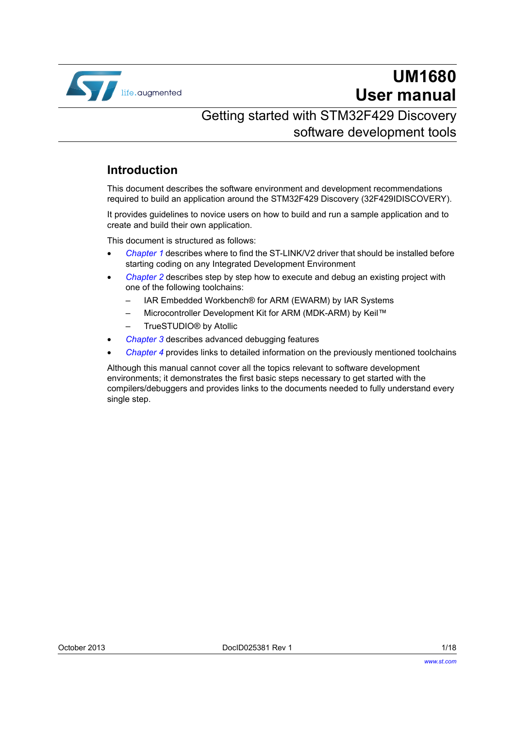# UM1680
# User manual

## Getting started with STM32F429 Discovery software development tools

## Introduction

This document describes the software environment and development recommendations required to build an application around the STM32F429 Discovery (32F429IDISCOVERY).

It provides guidelines to novice users on how to build and run a sample application and to create and build their own application.

This document is structured as follows:

- *Chapter 1* describes where to find the ST-LINK/V2 driver that should be installed before starting coding on any Integrated Development Environment
- *Chapter 2* describes step by step how to execute and debug an existing project with one of the following toolchains:
  - IAR Embedded Workbench® for ARM (EWARM) by IAR Systems
  - Microcontroller Development Kit for ARM (MDK-ARM) by Keil™
  - TrueSTUDIO® by Atollic
- *Chapter 3* describes advanced debugging features
- *Chapter 4* provides links to detailed information on the previously mentioned toolchains

Although this manual cannot cover all the topics relevant to software development environments; it demonstrates the first basic steps necessary to get started with the compilers/debuggers and provides links to the documents needed to fully understand every single step.

October 2013 DocID025381 Rev 1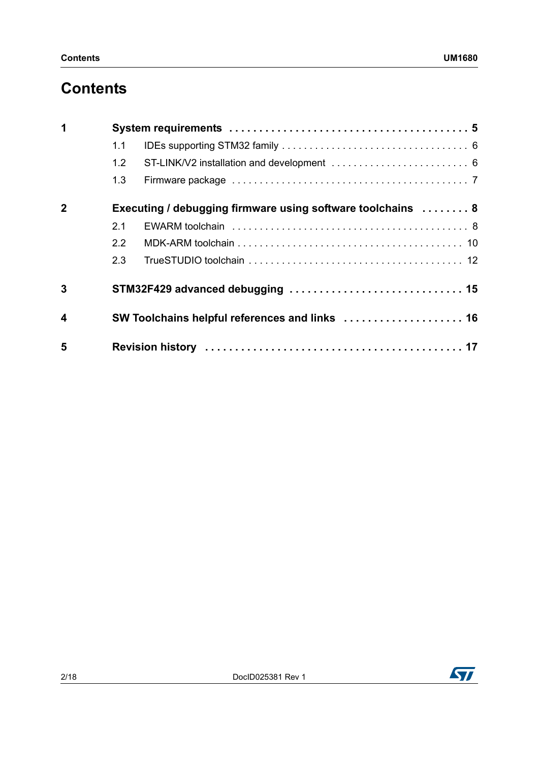# Contents

| | | | |
|---|---|---|---|
| **1** | **System requirements** | | **5** |
| | 1.1 | IDEs supporting STM32 family | 6 |
| | 1.2 | ST-LINK/V2 installation and development | 6 |
| | 1.3 | Firmware package | 7 |
| **2** | **Executing / debugging firmware using software toolchains** | | **8** |
| | 2.1 | EWARM toolchain | 8 |
| | 2.2 | MDK-ARM toolchain | 10 |
| | 2.3 | TrueSTUDIO toolchain | 12 |
| **3** | **STM32F429 advanced debugging** | | **15** |
| **4** | **SW Toolchains helpful references and links** | | **16** |
| **5** | **Revision history** | | **17** |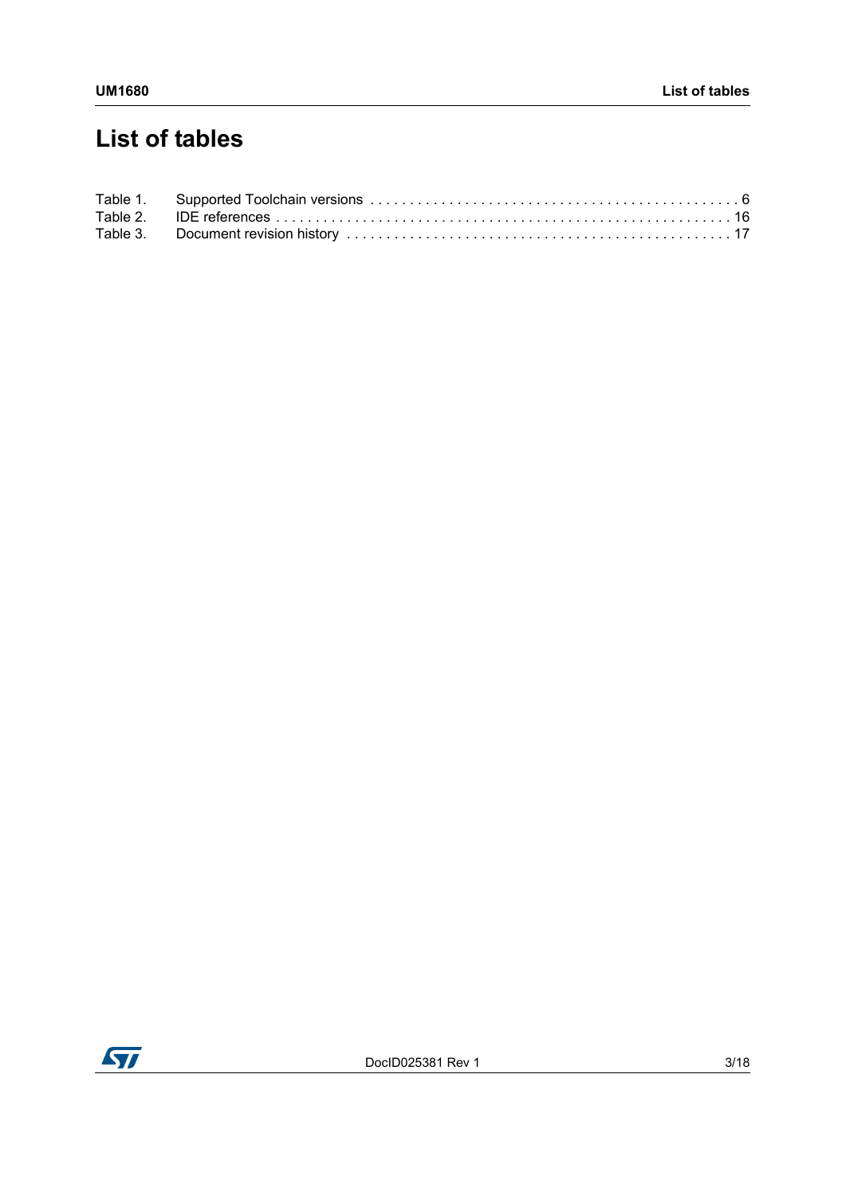# List of tables

Table 1. Supported Toolchain versions . . . . . . . . . . . . . . . . . . . . . . . . . . . . . . . . . . . . . . . . . . . . . 6
Table 2. IDE references . . . . . . . . . . . . . . . . . . . . . . . . . . . . . . . . . . . . . . . . . . . . . . . . . . . . . . . . 16
Table 3. Document revision history . . . . . . . . . . . . . . . . . . . . . . . . . . . . . . . . . . . . . . . . . . . . . . . 17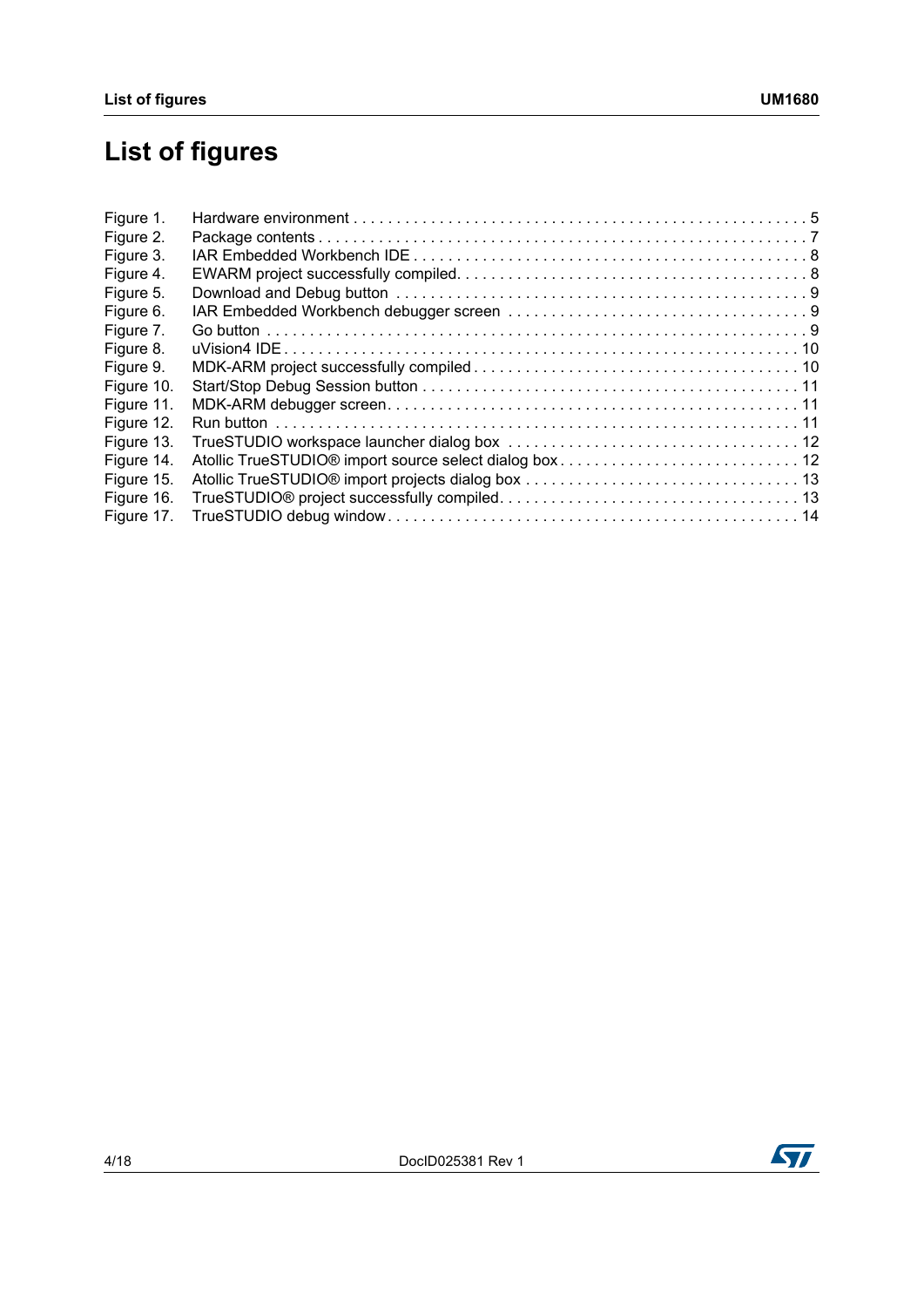# List of figures

Figure 1. Hardware environment . . . . . . . . . . . . . . . . . . . . . . . . . . . . . . . . . . . . . . . . . . . . . . . . . . . . 5
Figure 2. Package contents . . . . . . . . . . . . . . . . . . . . . . . . . . . . . . . . . . . . . . . . . . . . . . . . . . . . . . . 7
Figure 3. IAR Embedded Workbench IDE . . . . . . . . . . . . . . . . . . . . . . . . . . . . . . . . . . . . . . . . . . . . . 8
Figure 4. EWARM project successfully compiled. . . . . . . . . . . . . . . . . . . . . . . . . . . . . . . . . . . . . . . . 8
Figure 5. Download and Debug button . . . . . . . . . . . . . . . . . . . . . . . . . . . . . . . . . . . . . . . . . . . . . . . 9
Figure 6. IAR Embedded Workbench debugger screen . . . . . . . . . . . . . . . . . . . . . . . . . . . . . . . . . . 9
Figure 7. Go button . . . . . . . . . . . . . . . . . . . . . . . . . . . . . . . . . . . . . . . . . . . . . . . . . . . . . . . . . . . . . 9
Figure 8. uVision4 IDE . . . . . . . . . . . . . . . . . . . . . . . . . . . . . . . . . . . . . . . . . . . . . . . . . . . . . . . . . . 10
Figure 9. MDK-ARM project successfully compiled . . . . . . . . . . . . . . . . . . . . . . . . . . . . . . . . . . . . . 10
Figure 10. Start/Stop Debug Session button . . . . . . . . . . . . . . . . . . . . . . . . . . . . . . . . . . . . . . . . . . . 11
Figure 11. MDK-ARM debugger screen. . . . . . . . . . . . . . . . . . . . . . . . . . . . . . . . . . . . . . . . . . . . . . . 11
Figure 12. Run button . . . . . . . . . . . . . . . . . . . . . . . . . . . . . . . . . . . . . . . . . . . . . . . . . . . . . . . . . . . 11
Figure 13. TrueSTUDIO workspace launcher dialog box . . . . . . . . . . . . . . . . . . . . . . . . . . . . . . . . . 12
Figure 14. Atollic TrueSTUDIO® import source select dialog box . . . . . . . . . . . . . . . . . . . . . . . . . . . 12
Figure 15. Atollic TrueSTUDIO® import projects dialog box . . . . . . . . . . . . . . . . . . . . . . . . . . . . . . . 13
Figure 16. TrueSTUDIO® project successfully compiled. . . . . . . . . . . . . . . . . . . . . . . . . . . . . . . . . . 13
Figure 17. TrueSTUDIO debug window . . . . . . . . . . . . . . . . . . . . . . . . . . . . . . . . . . . . . . . . . . . . . . . 14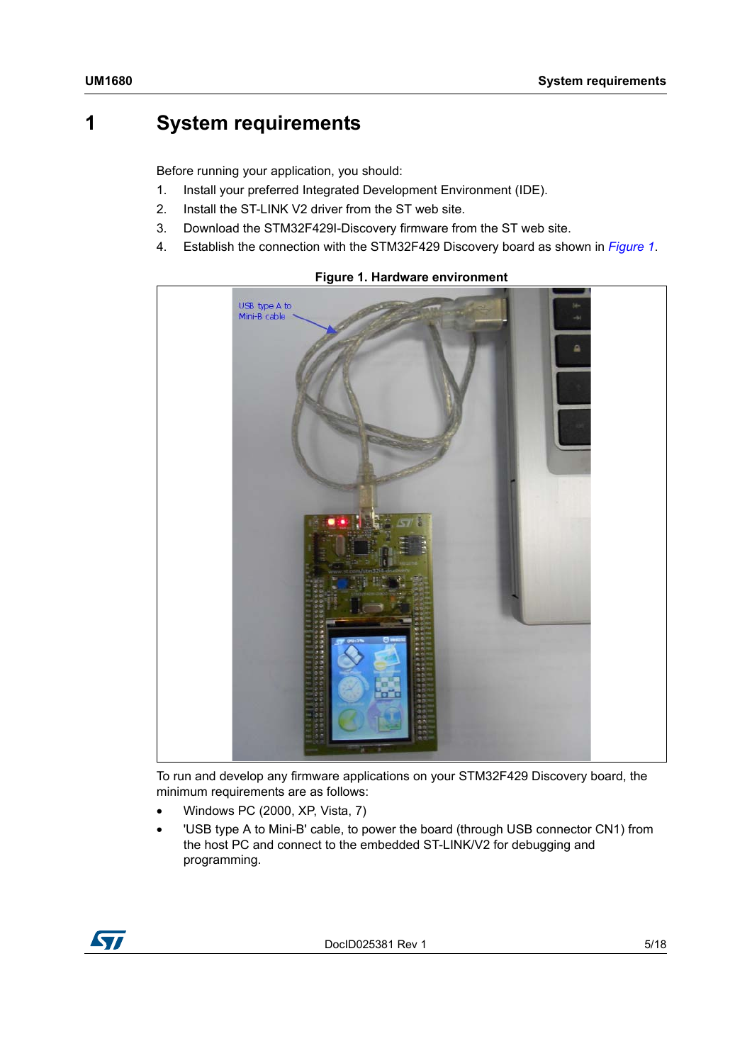# 1 System requirements

Before running your application, you should:

1. Install your preferred Integrated Development Environment (IDE).
2. Install the ST-LINK V2 driver from the ST web site.
3. Download the STM32F429I-Discovery firmware from the ST web site.
4. Establish the connection with the STM32F429 Discovery board as shown in *Figure 1*.

**Figure 1. Hardware environment**

To run and develop any firmware applications on your STM32F429 Discovery board, the minimum requirements are as follows:

- Windows PC (2000, XP, Vista, 7)
- 'USB type A to Mini-B' cable, to power the board (through USB connector CN1) from the host PC and connect to the embedded ST-LINK/V2 for debugging and programming.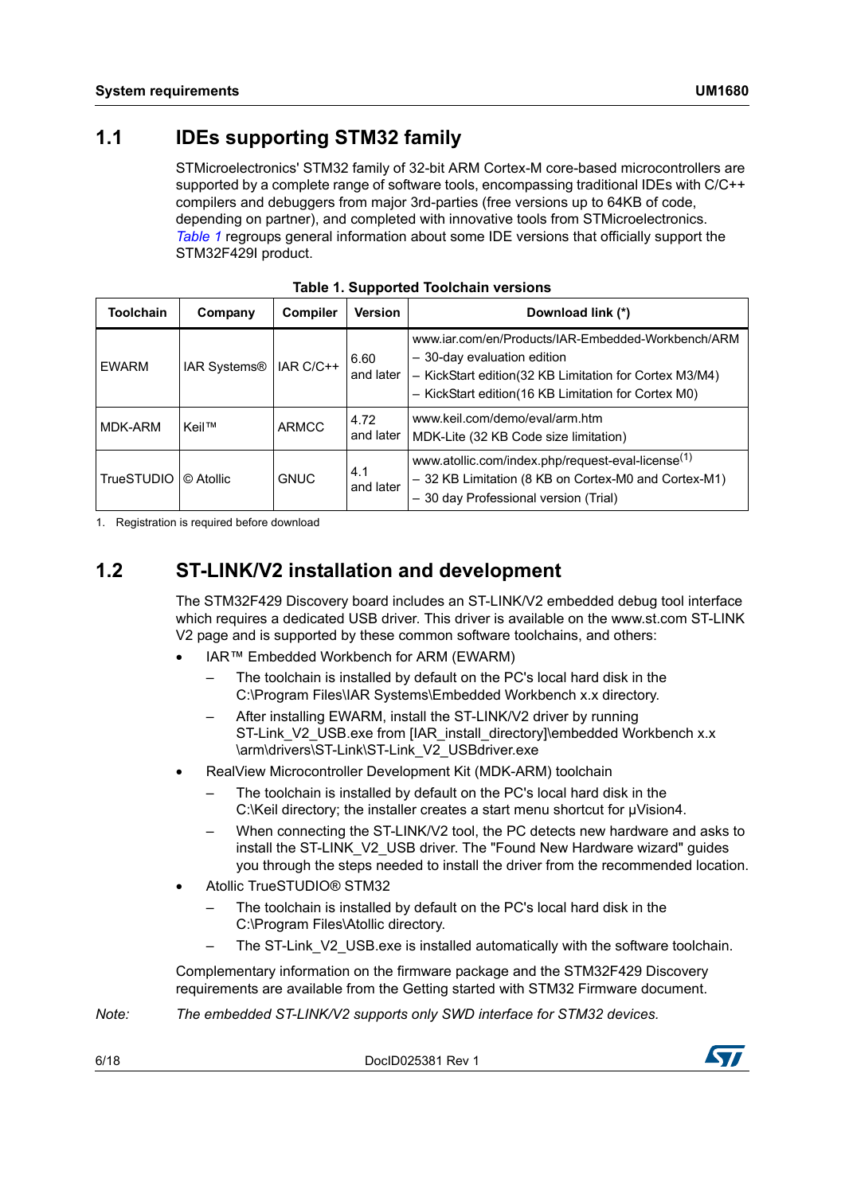## 1.1 IDEs supporting STM32 family

STMicroelectronics' STM32 family of 32-bit ARM Cortex-M core-based microcontrollers are supported by a complete range of software tools, encompassing traditional IDEs with C/C++ compilers and debuggers from major 3rd-parties (free versions up to 64KB of code, depending on partner), and completed with innovative tools from STMicroelectronics. *Table 1* regroups general information about some IDE versions that officially support the STM32F429I product.

**Table 1. Supported Toolchain versions**

| Toolchain | Company | Compiler | Version | Download link (*) |
|---|---|---|---|---|
| EWARM | IAR Systems® | IAR C/C++ | 6.60 and later | www.iar.com/en/Products/IAR-Embedded-Workbench/ARM<br>– 30-day evaluation edition<br>– KickStart edition(32 KB Limitation for Cortex M3/M4)<br>– KickStart edition(16 KB Limitation for Cortex M0) |
| MDK-ARM | Keil™ | ARMCC | 4.72 and later | www.keil.com/demo/eval/arm.htm<br>MDK-Lite (32 KB Code size limitation) |
| TrueSTUDIO | © Atollic | GNUC | 4.1 and later | www.atollic.com/index.php/request-eval-license(1)<br>– 32 KB Limitation (8 KB on Cortex-M0 and Cortex-M1)<br>– 30 day Professional version (Trial) |

1. Registration is required before download

## 1.2 ST-LINK/V2 installation and development

The STM32F429 Discovery board includes an ST-LINK/V2 embedded debug tool interface which requires a dedicated USB driver. This driver is available on the www.st.com ST-LINK V2 page and is supported by these common software toolchains, and others:

- IAR™ Embedded Workbench for ARM (EWARM)
  - The toolchain is installed by default on the PC's local hard disk in the C:\Program Files\IAR Systems\Embedded Workbench x.x directory.
  - After installing EWARM, install the ST-LINK/V2 driver by running ST-Link_V2_USB.exe from [IAR_install_directory]\embedded Workbench x.x \arm\drivers\ST-Link\ST-Link_V2_USBdriver.exe
- RealView Microcontroller Development Kit (MDK-ARM) toolchain
  - The toolchain is installed by default on the PC's local hard disk in the C:\Keil directory; the installer creates a start menu shortcut for µVision4.
  - When connecting the ST-LINK/V2 tool, the PC detects new hardware and asks to install the ST-LINK_V2_USB driver. The "Found New Hardware wizard" guides you through the steps needed to install the driver from the recommended location.
- Atollic TrueSTUDIO® STM32
  - The toolchain is installed by default on the PC's local hard disk in the C:\Program Files\Atollic directory.
  - The ST-Link_V2_USB.exe is installed automatically with the software toolchain.

Complementary information on the firmware package and the STM32F429 Discovery requirements are available from the Getting started with STM32 Firmware document.

*Note: The embedded ST-LINK/V2 supports only SWD interface for STM32 devices.*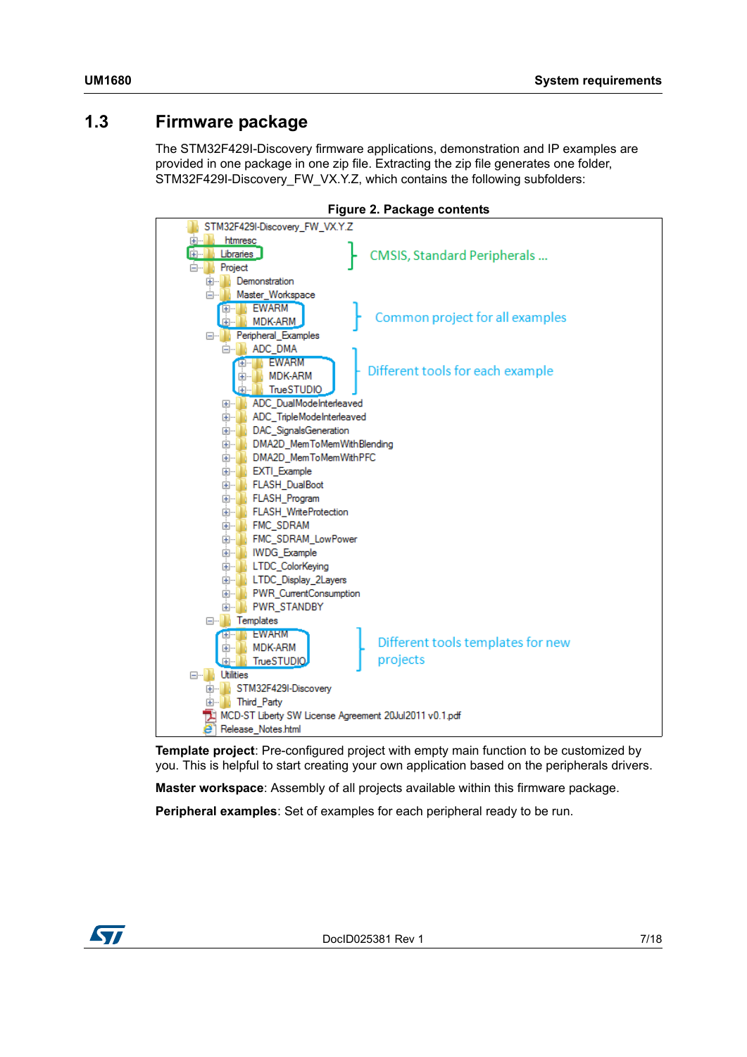## 1.3 Firmware package

The STM32F429I-Discovery firmware applications, demonstration and IP examples are provided in one package in one zip file. Extracting the zip file generates one folder, STM32F429I-Discovery_FW_VX.Y.Z, which contains the following subfolders:

**Figure 2. Package contents**

```
STM32F429I-Discovery_FW_VX.Y.Z
├── htmresc
├── Libraries                          } CMSIS, Standard Peripherals ...
├── Project
│   ├── Demonstration
│   ├── Master_Workspace
│   │   ├── EWARM                      } Common project for all examples
│   │   └── MDK-ARM
│   ├── Peripheral_Examples
│   │   ├── ADC_DMA
│   │   │   ├── EWARM                  } Different tools for each example
│   │   │   ├── MDK-ARM
│   │   │   └── TrueSTUDIO
│   │   ├── ADC_DualModeInterleaved
│   │   ├── ADC_TripleModeInterleaved
│   │   ├── DAC_SignalsGeneration
│   │   ├── DMA2D_MemToMemWithBlending
│   │   ├── DMA2D_MemToMemWithPFC
│   │   ├── EXTI_Example
│   │   ├── FLASH_DualBoot
│   │   ├── FLASH_Program
│   │   ├── FLASH_WriteProtection
│   │   ├── FMC_SDRAM
│   │   ├── FMC_SDRAM_LowPower
│   │   ├── IWDG_Example
│   │   ├── LTDC_ColorKeying
│   │   ├── LTDC_Display_2Layers
│   │   ├── PWR_CurrentConsumption
│   │   └── PWR_STANDBY
│   └── Templates
│       ├── EWARM                      } Different tools templates for new
│       ├── MDK-ARM                      projects
│       └── TrueSTUDIO
├── Utilities
│   ├── STM32F429I-Discovery
│   └── Third_Party
├── MCD-ST Liberty SW License Agreement 20Jul2011 v0.1.pdf
└── Release_Notes.html
```

**Template project**: Pre-configured project with empty main function to be customized by you. This is helpful to start creating your own application based on the peripherals drivers.

**Master workspace**: Assembly of all projects available within this firmware package.

**Peripheral examples**: Set of examples for each peripheral ready to be run.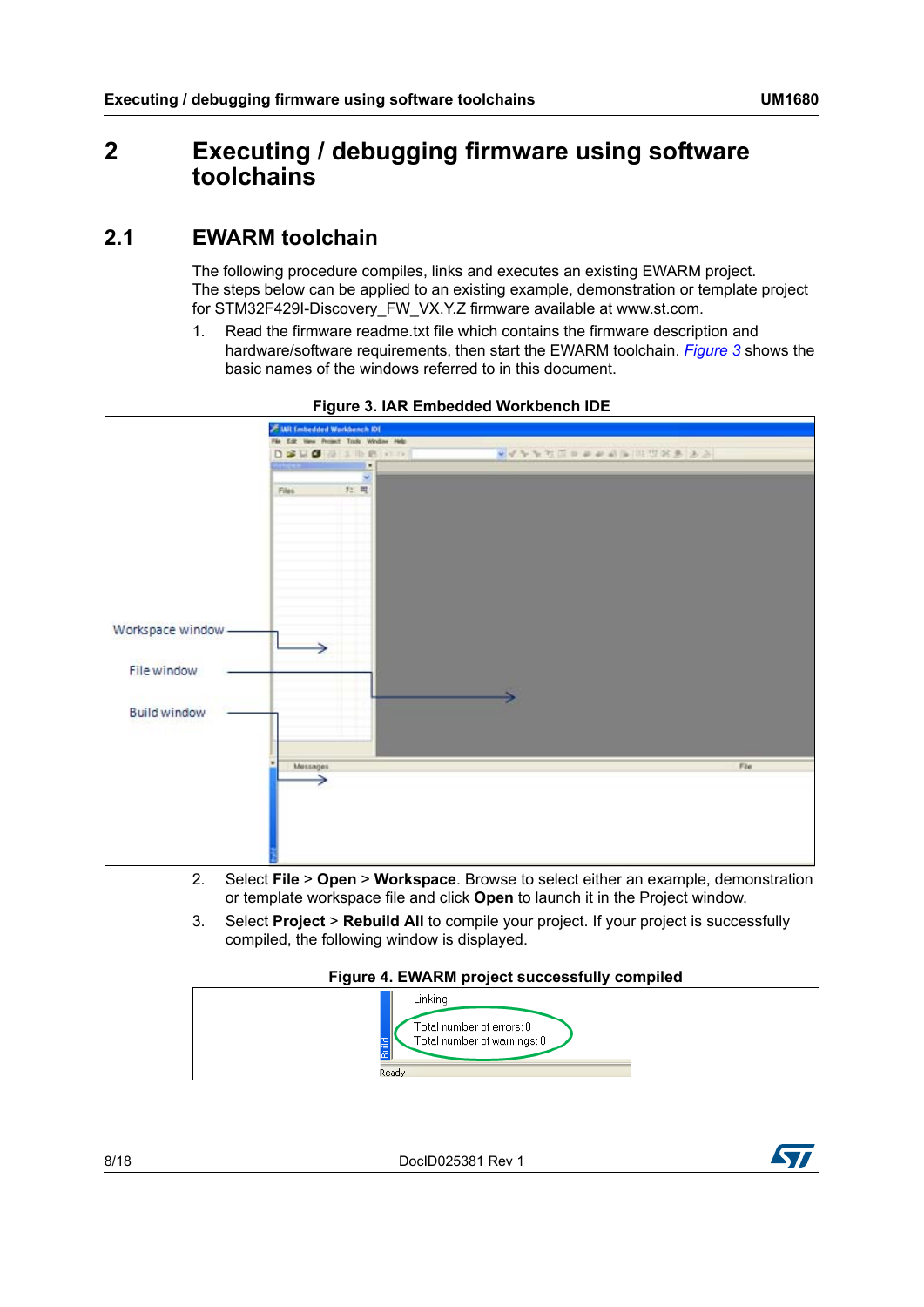# 2 Executing / debugging firmware using software toolchains

## 2.1 EWARM toolchain

The following procedure compiles, links and executes an existing EWARM project. The steps below can be applied to an existing example, demonstration or template project for STM32F429I-Discovery_FW_VX.Y.Z firmware available at www.st.com.

1. Read the firmware readme.txt file which contains the firmware description and hardware/software requirements, then start the EWARM toolchain. *Figure 3* shows the basic names of the windows referred to in this document.

**Figure 3. IAR Embedded Workbench IDE**

2. Select **File** > **Open** > **Workspace**. Browse to select either an example, demonstration or template workspace file and click **Open** to launch it in the Project window.
3. Select **Project** > **Rebuild All** to compile your project. If your project is successfully compiled, the following window is displayed.

**Figure 4. EWARM project successfully compiled**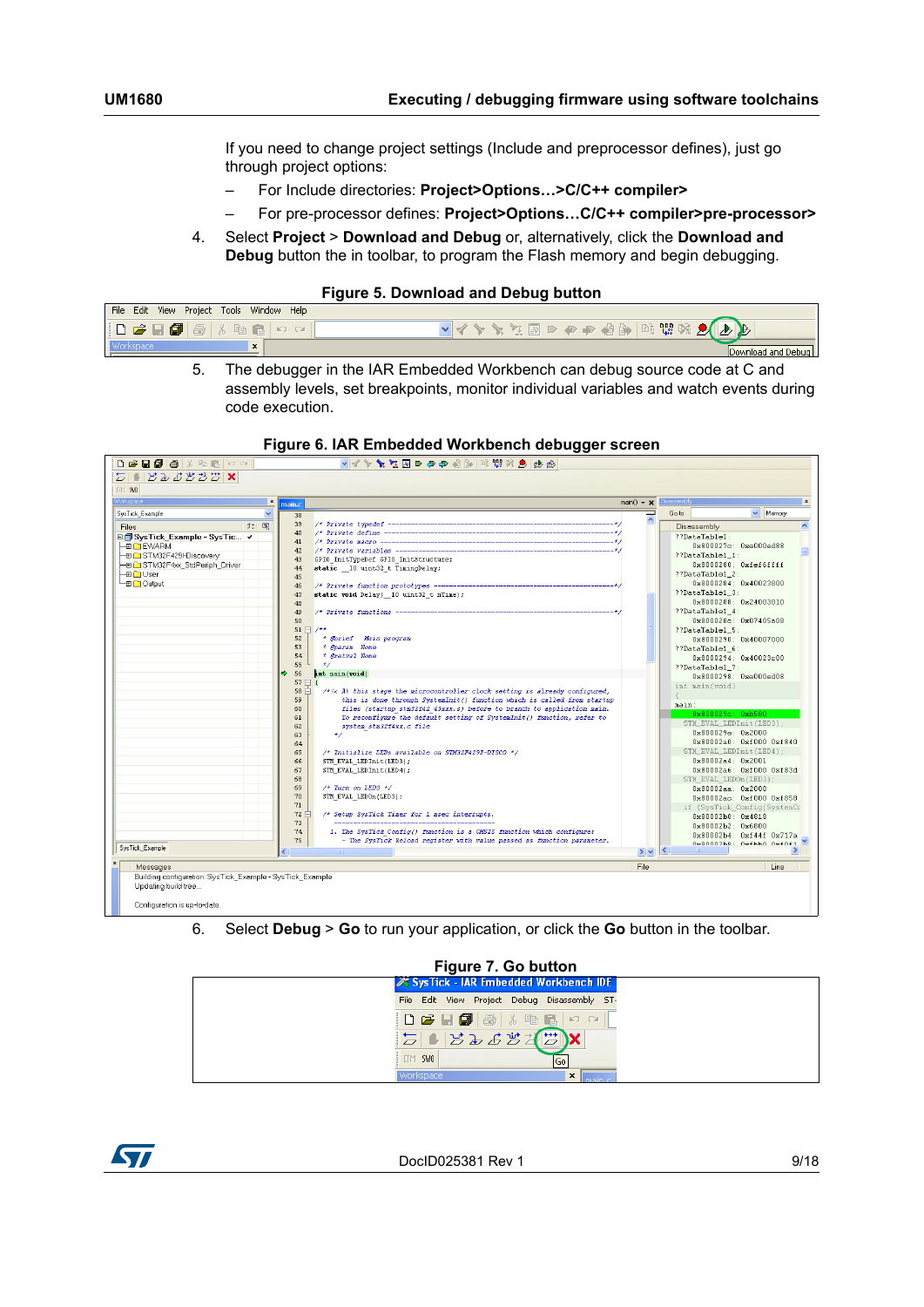If you need to change project settings (Include and preprocessor defines), just go through project options:

- For Include directories: **Project>Options…>C/C++ compiler>**
- For pre-processor defines: **Project>Options…C/C++ compiler>pre-processor>**

4. Select **Project** > **Download and Debug** or, alternatively, click the **Download and Debug** button the in toolbar, to program the Flash memory and begin debugging.

**Figure 5. Download and Debug button**

5. The debugger in the IAR Embedded Workbench can debug source code at C and assembly levels, set breakpoints, monitor individual variables and watch events during code execution.

**Figure 6. IAR Embedded Workbench debugger screen**

6. Select **Debug** > **Go** to run your application, or click the **Go** button in the toolbar.

**Figure 7. Go button**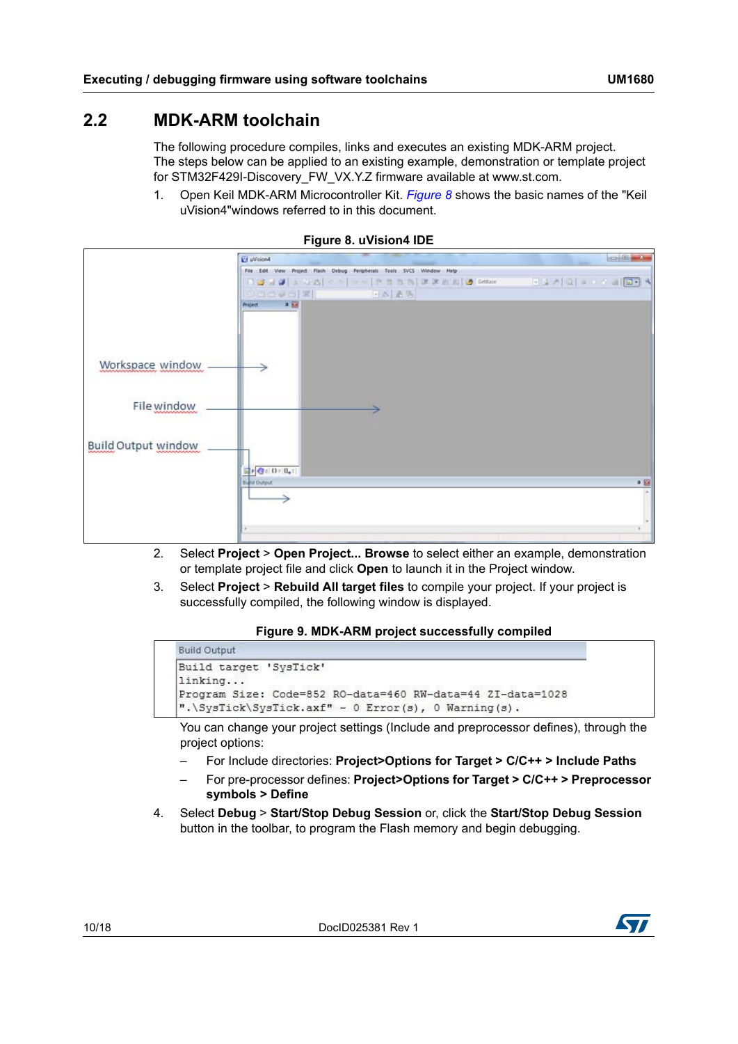## 2.2 MDK-ARM toolchain

The following procedure compiles, links and executes an existing MDK-ARM project. The steps below can be applied to an existing example, demonstration or template project for STM32F429I-Discovery_FW_VX.Y.Z firmware available at www.st.com.

1. Open Keil MDK-ARM Microcontroller Kit. *Figure 8* shows the basic names of the "Keil uVision4"windows referred to in this document.

**Figure 8. uVision4 IDE**

2. Select **Project** > **Open Project... Browse** to select either an example, demonstration or template project file and click **Open** to launch it in the Project window.
3. Select **Project** > **Rebuild All target files** to compile your project. If your project is successfully compiled, the following window is displayed.

**Figure 9. MDK-ARM project successfully compiled**

```
Build Output
Build target 'SysTick'
linking...
Program Size: Code=852 RO-data=460 RW-data=44 ZI-data=1028
".\SysTick\SysTick.axf" - 0 Error(s), 0 Warning(s).
```

You can change your project settings (Include and preprocessor defines), through the project options:
   – For Include directories: **Project>Options for Target > C/C++ > Include Paths**
   – For pre-processor defines: **Project>Options for Target > C/C++ > Preprocessor symbols > Define**
4. Select **Debug** > **Start/Stop Debug Session** or, click the **Start/Stop Debug Session** button in the toolbar, to program the Flash memory and begin debugging.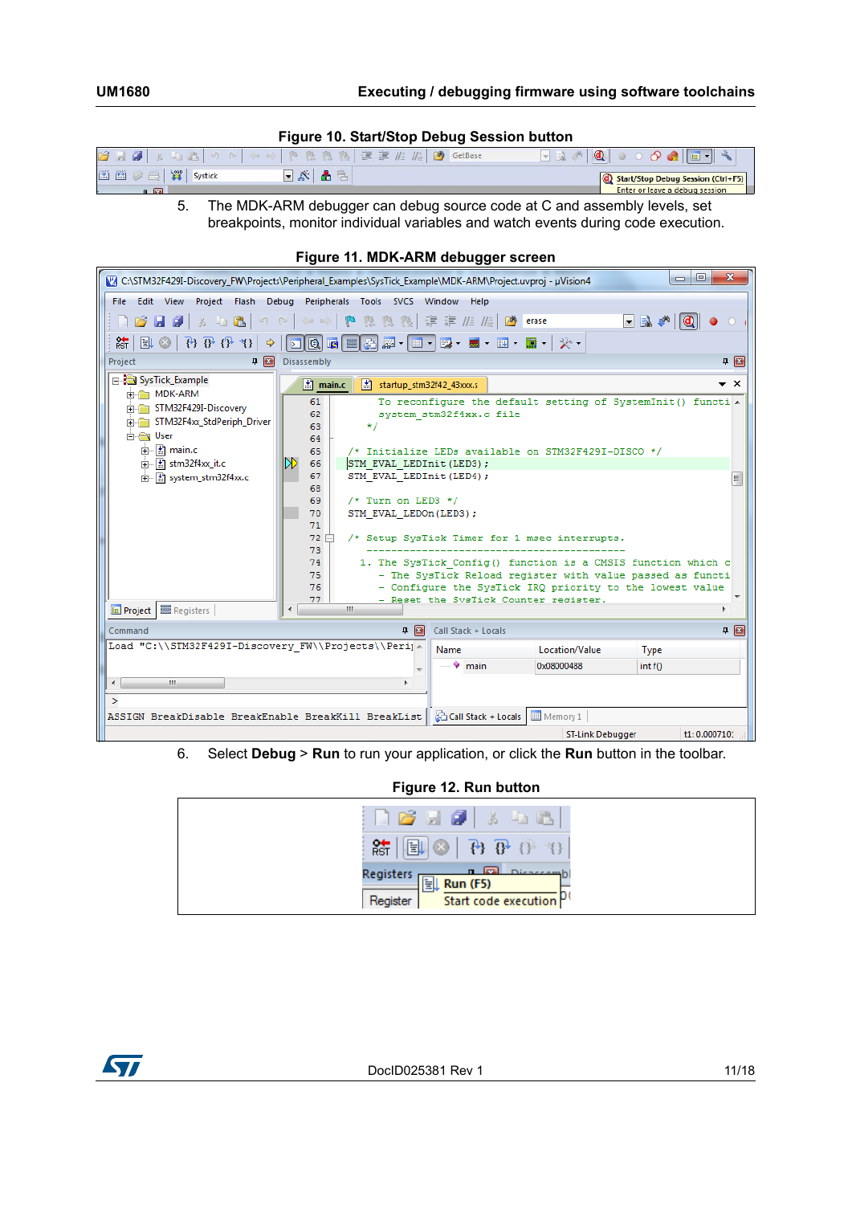**Figure 10. Start/Stop Debug Session button**

5. The MDK-ARM debugger can debug source code at C and assembly levels, set breakpoints, monitor individual variables and watch events during code execution.

**Figure 11. MDK-ARM debugger screen**

6. Select **Debug** > **Run** to run your application, or click the **Run** button in the toolbar.

**Figure 12. Run button**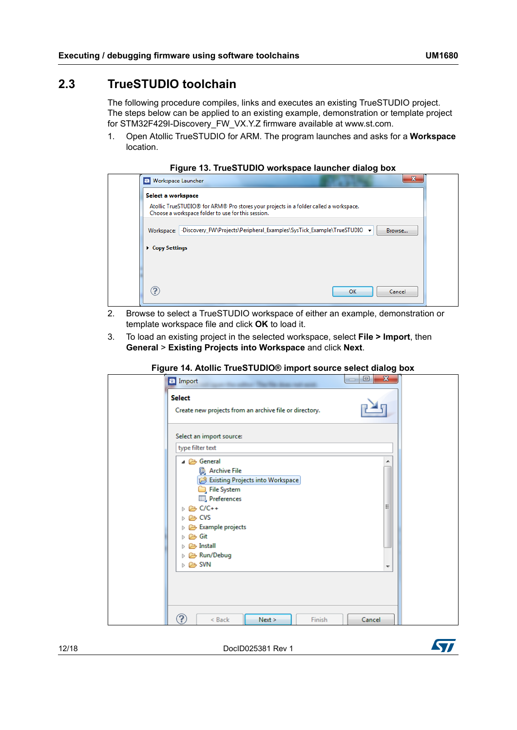## 2.3 TrueSTUDIO toolchain

The following procedure compiles, links and executes an existing TrueSTUDIO project. The steps below can be applied to an existing example, demonstration or template project for STM32F429I-Discovery_FW_VX.Y.Z firmware available at www.st.com.

1. Open Atollic TrueSTUDIO for ARM. The program launches and asks for a **Workspace** location.

**Figure 13. TrueSTUDIO workspace launcher dialog box**

2. Browse to select a TrueSTUDIO workspace of either an example, demonstration or template workspace file and click **OK** to load it.
3. To load an existing project in the selected workspace, select **File > Import**, then **General** > **Existing Projects into Workspace** and click **Next**.

**Figure 14. Atollic TrueSTUDIO® import source select dialog box**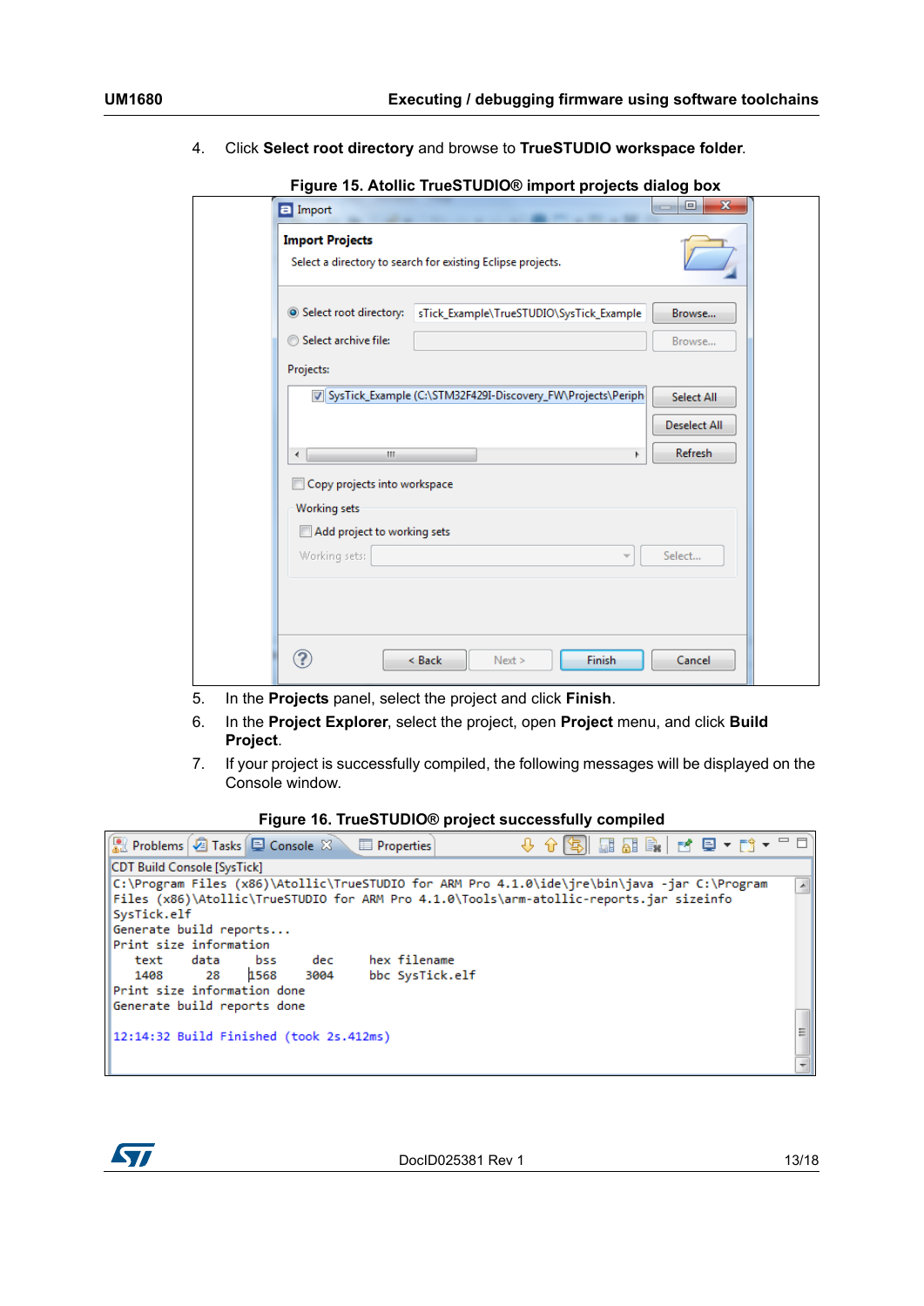4. Click **Select root directory** and browse to **TrueSTUDIO workspace folder**.

**Figure 15. Atollic TrueSTUDIO® import projects dialog box**

5. In the **Projects** panel, select the project and click **Finish**.
6. In the **Project Explorer**, select the project, open **Project** menu, and click **Build Project**.
7. If your project is successfully compiled, the following messages will be displayed on the Console window.

**Figure 16. TrueSTUDIO® project successfully compiled**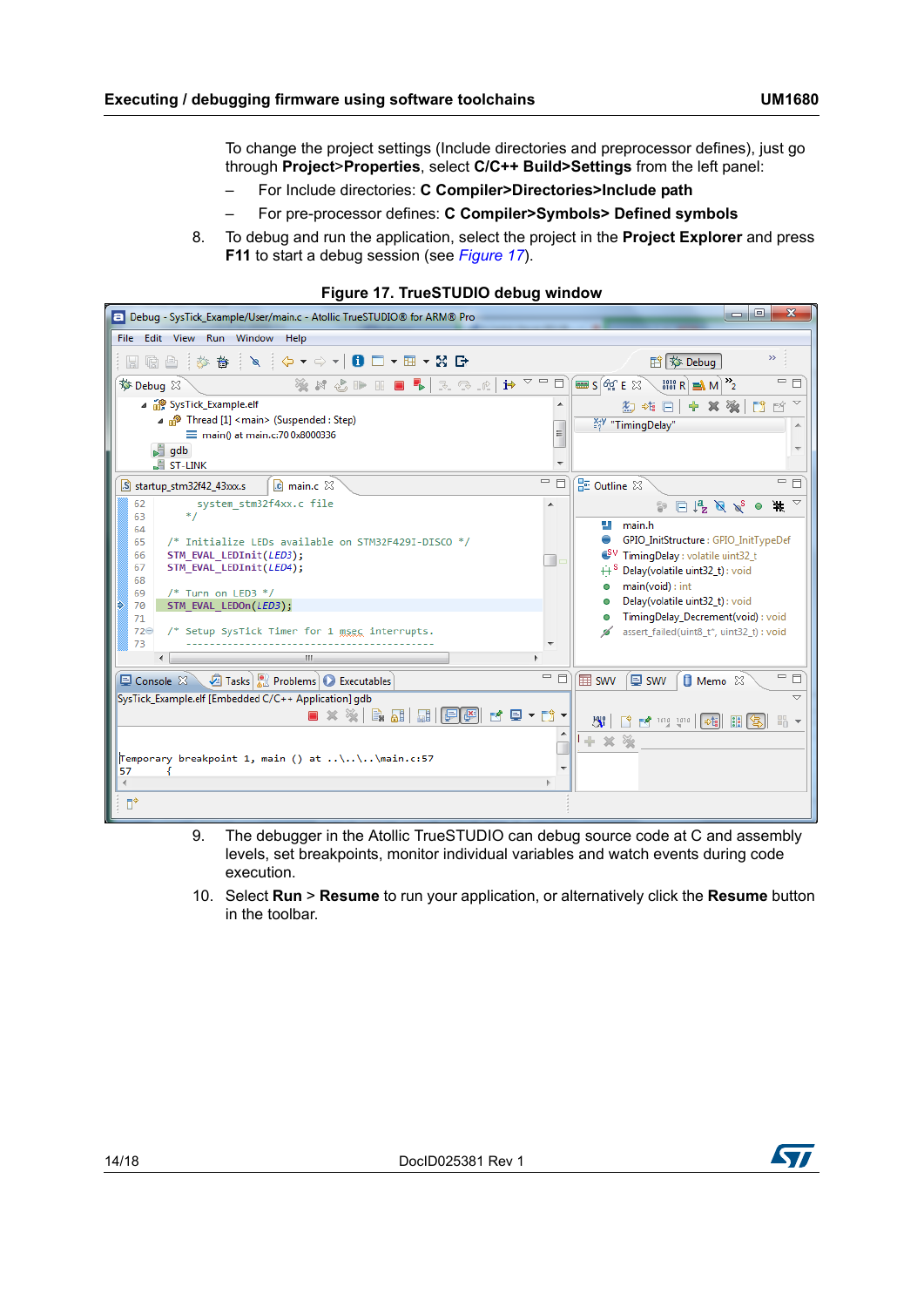To change the project settings (Include directories and preprocessor defines), just go through **Project>Properties**, select **C/C++ Build>Settings** from the left panel:

– For Include directories: **C Compiler>Directories>Include path**

– For pre-processor defines: **C Compiler>Symbols> Defined symbols**

8. To debug and run the application, select the project in the **Project Explorer** and press **F11** to start a debug session (see *Figure 17*).

**Figure 17. TrueSTUDIO debug window**

9. The debugger in the Atollic TrueSTUDIO can debug source code at C and assembly levels, set breakpoints, monitor individual variables and watch events during code execution.

10. Select **Run** > **Resume** to run your application, or alternatively click the **Resume** button in the toolbar.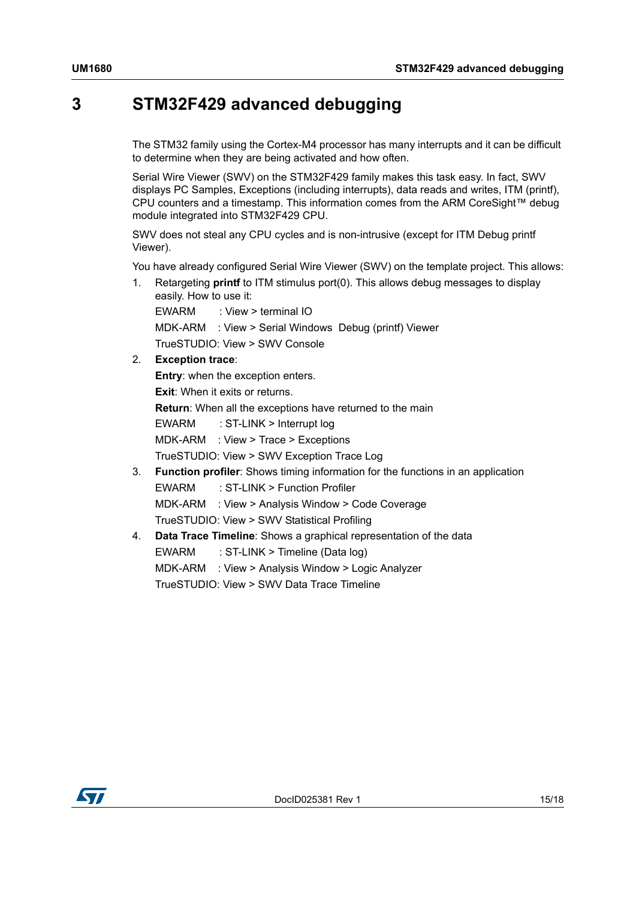# 3 STM32F429 advanced debugging

The STM32 family using the Cortex-M4 processor has many interrupts and it can be difficult to determine when they are being activated and how often.

Serial Wire Viewer (SWV) on the STM32F429 family makes this task easy. In fact, SWV displays PC Samples, Exceptions (including interrupts), data reads and writes, ITM (printf), CPU counters and a timestamp. This information comes from the ARM CoreSight™ debug module integrated into STM32F429 CPU.

SWV does not steal any CPU cycles and is non-intrusive (except for ITM Debug printf Viewer).

You have already configured Serial Wire Viewer (SWV) on the template project. This allows:

1. Retargeting **printf** to ITM stimulus port(0). This allows debug messages to display easily. How to use it:

   EWARM : View > terminal IO

   MDK-ARM : View > Serial Windows Debug (printf) Viewer

   TrueSTUDIO: View > SWV Console

2. **Exception trace**:

   **Entry**: when the exception enters.

   **Exit**: When it exits or returns.

   **Return**: When all the exceptions have returned to the main

   EWARM : ST-LINK > Interrupt log

   MDK-ARM : View > Trace > Exceptions

   TrueSTUDIO: View > SWV Exception Trace Log

3. **Function profiler**: Shows timing information for the functions in an application

   EWARM : ST-LINK > Function Profiler

   MDK-ARM : View > Analysis Window > Code Coverage

   TrueSTUDIO: View > SWV Statistical Profiling

4. **Data Trace Timeline**: Shows a graphical representation of the data

   EWARM : ST-LINK > Timeline (Data log)

   MDK-ARM : View > Analysis Window > Logic Analyzer

   TrueSTUDIO: View > SWV Data Trace Timeline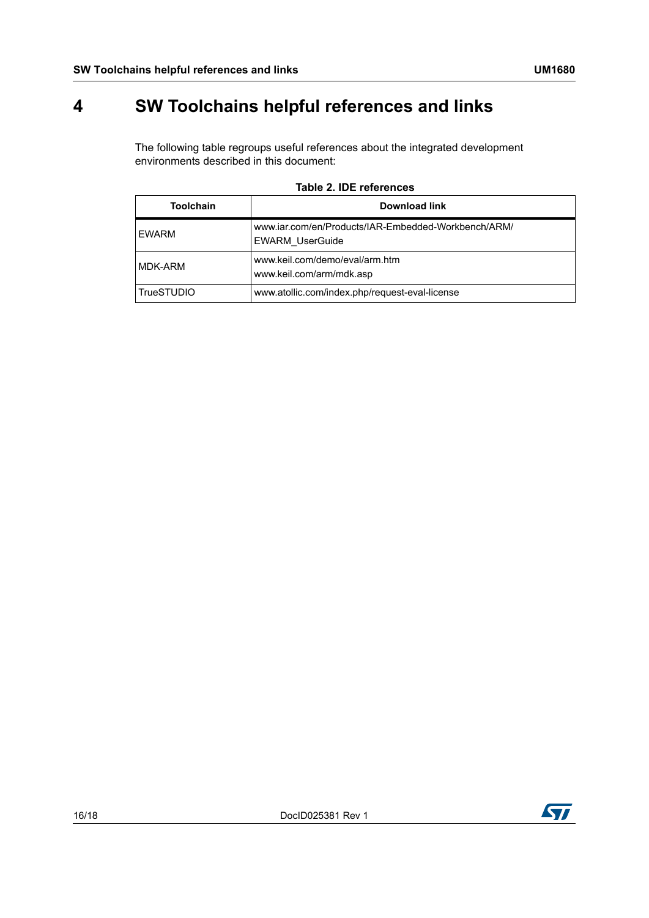# 4 SW Toolchains helpful references and links

The following table regroups useful references about the integrated development environments described in this document:

**Table 2. IDE references**

| Toolchain | Download link |
|---|---|
| EWARM | www.iar.com/en/Products/IAR-Embedded-Workbench/ARM/EWARM_UserGuide |
| MDK-ARM | www.keil.com/demo/eval/arm.htm<br>www.keil.com/arm/mdk.asp |
| TrueSTUDIO | www.atollic.com/index.php/request-eval-license |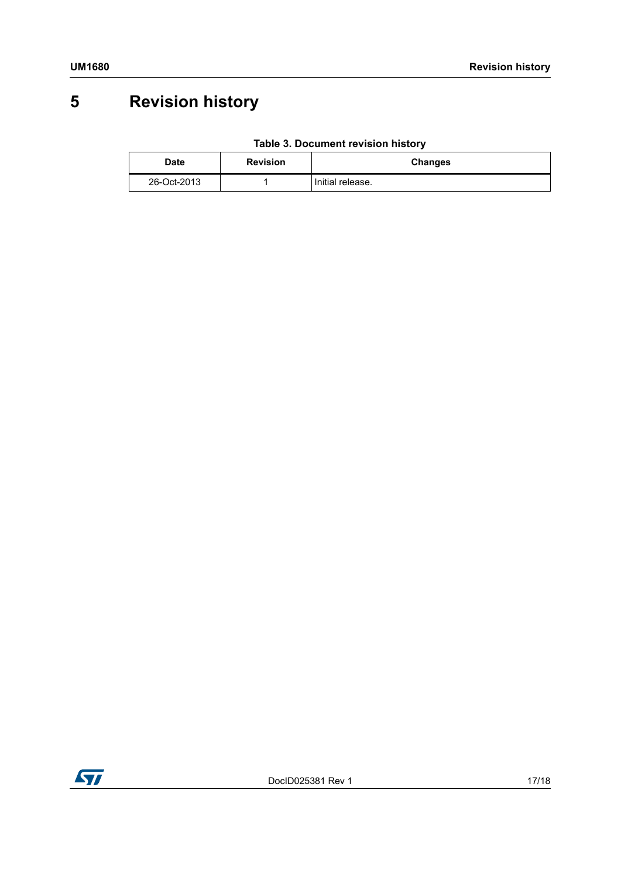# 5 Revision history

**Table 3. Document revision history**

| Date | Revision | Changes |
|---|---|---|
| 26-Oct-2013 | 1 | Initial release. |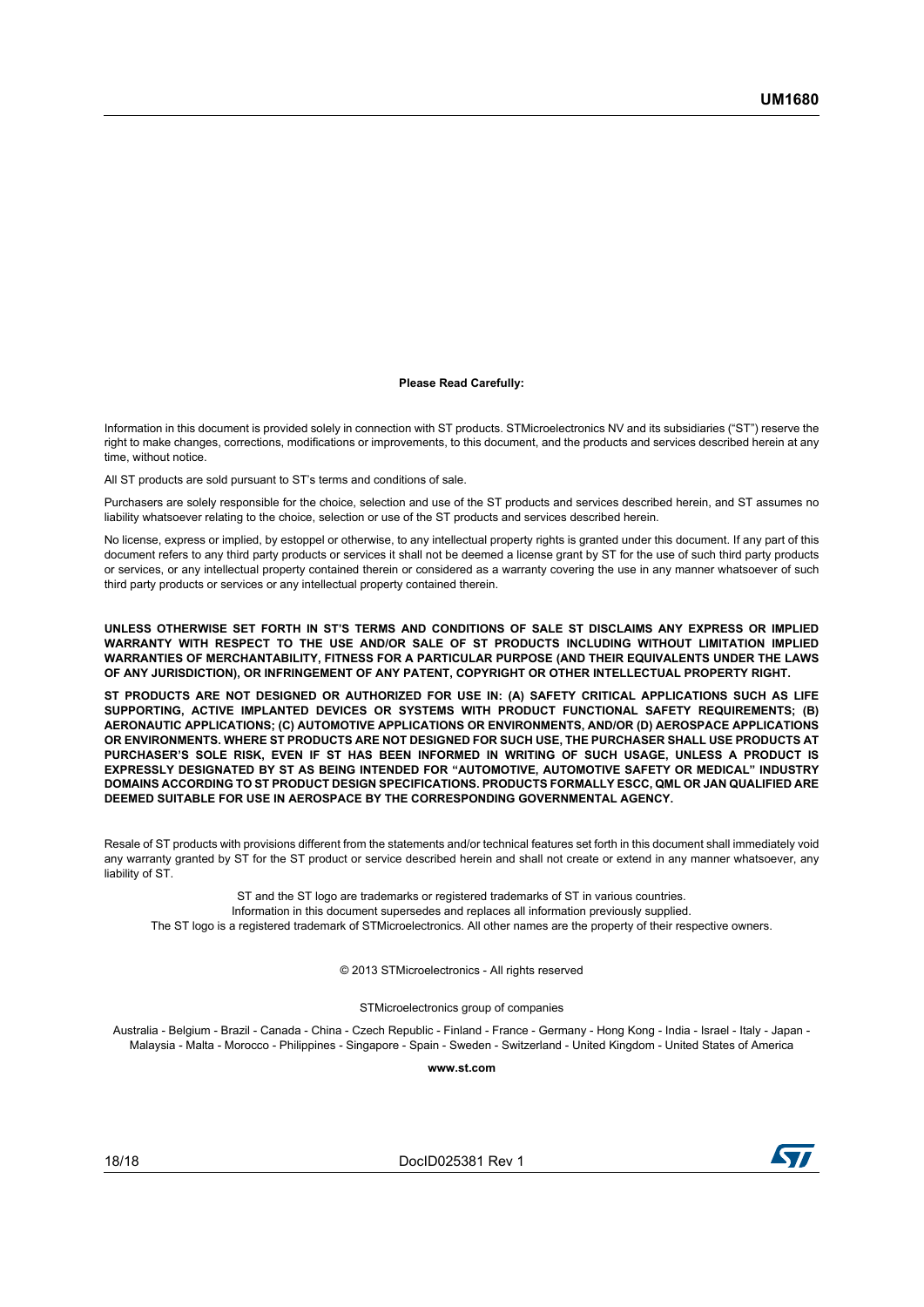**Please Read Carefully:**

Information in this document is provided solely in connection with ST products. STMicroelectronics NV and its subsidiaries (“ST”) reserve the right to make changes, corrections, modifications or improvements, to this document, and the products and services described herein at any time, without notice.

All ST products are sold pursuant to ST’s terms and conditions of sale.

Purchasers are solely responsible for the choice, selection and use of the ST products and services described herein, and ST assumes no liability whatsoever relating to the choice, selection or use of the ST products and services described herein.

No license, express or implied, by estoppel or otherwise, to any intellectual property rights is granted under this document. If any part of this document refers to any third party products or services it shall not be deemed a license grant by ST for the use of such third party products or services, or any intellectual property contained therein or considered as a warranty covering the use in any manner whatsoever of such third party products or services or any intellectual property contained therein.

**UNLESS OTHERWISE SET FORTH IN ST’S TERMS AND CONDITIONS OF SALE ST DISCLAIMS ANY EXPRESS OR IMPLIED WARRANTY WITH RESPECT TO THE USE AND/OR SALE OF ST PRODUCTS INCLUDING WITHOUT LIMITATION IMPLIED WARRANTIES OF MERCHANTABILITY, FITNESS FOR A PARTICULAR PURPOSE (AND THEIR EQUIVALENTS UNDER THE LAWS OF ANY JURISDICTION), OR INFRINGEMENT OF ANY PATENT, COPYRIGHT OR OTHER INTELLECTUAL PROPERTY RIGHT.**

**ST PRODUCTS ARE NOT DESIGNED OR AUTHORIZED FOR USE IN: (A) SAFETY CRITICAL APPLICATIONS SUCH AS LIFE SUPPORTING, ACTIVE IMPLANTED DEVICES OR SYSTEMS WITH PRODUCT FUNCTIONAL SAFETY REQUIREMENTS; (B) AERONAUTIC APPLICATIONS; (C) AUTOMOTIVE APPLICATIONS OR ENVIRONMENTS, AND/OR (D) AEROSPACE APPLICATIONS OR ENVIRONMENTS. WHERE ST PRODUCTS ARE NOT DESIGNED FOR SUCH USE, THE PURCHASER SHALL USE PRODUCTS AT PURCHASER’S SOLE RISK, EVEN IF ST HAS BEEN INFORMED IN WRITING OF SUCH USAGE, UNLESS A PRODUCT IS EXPRESSLY DESIGNATED BY ST AS BEING INTENDED FOR “AUTOMOTIVE, AUTOMOTIVE SAFETY OR MEDICAL” INDUSTRY DOMAINS ACCORDING TO ST PRODUCT DESIGN SPECIFICATIONS. PRODUCTS FORMALLY ESCC, QML OR JAN QUALIFIED ARE DEEMED SUITABLE FOR USE IN AEROSPACE BY THE CORRESPONDING GOVERNMENTAL AGENCY.**

Resale of ST products with provisions different from the statements and/or technical features set forth in this document shall immediately void any warranty granted by ST for the ST product or service described herein and shall not create or extend in any manner whatsoever, any liability of ST.

ST and the ST logo are trademarks or registered trademarks of ST in various countries.
Information in this document supersedes and replaces all information previously supplied.
The ST logo is a registered trademark of STMicroelectronics. All other names are the property of their respective owners.

© 2013 STMicroelectronics - All rights reserved

STMicroelectronics group of companies

Australia - Belgium - Brazil - Canada - China - Czech Republic - Finland - France - Germany - Hong Kong - India - Israel - Italy - Japan - Malaysia - Malta - Morocco - Philippines - Singapore - Spain - Sweden - Switzerland - United Kingdom - United States of America

**www.st.com**